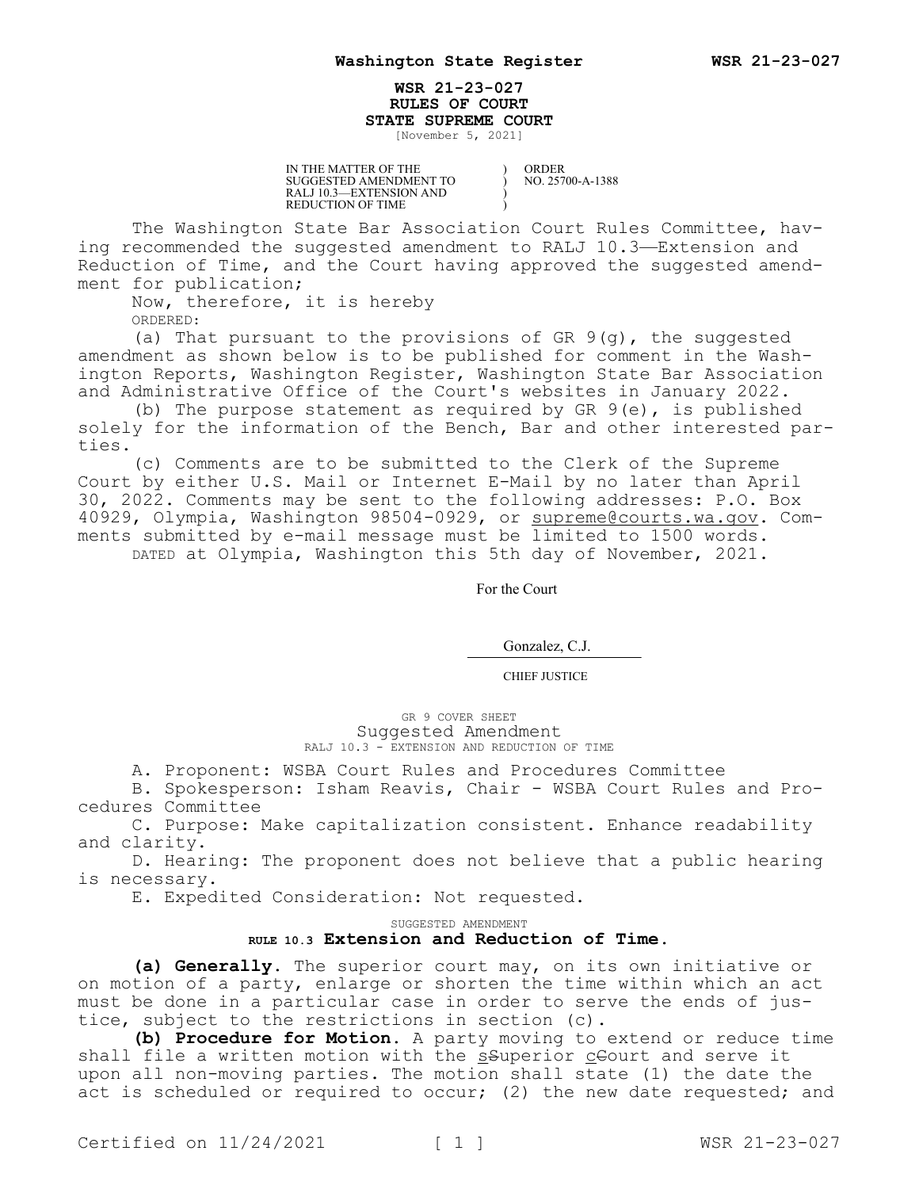# WSR 21-23-027
## RULES OF COURT
## STATE SUPREME COURT

[November 5, 2021]

| IN THE MATTER OF THE SUGGESTED AMENDMENT TO RALJ 10.3—EXTENSION AND REDUCTION OF TIME | ) ) ) ) | ORDER NO. 25700-A-1388 |
|---|---|---|

The Washington State Bar Association Court Rules Committee, having recommended the suggested amendment to RALJ 10.3—Extension and Reduction of Time, and the Court having approved the suggested amendment for publication;

Now, therefore, it is hereby

ORDERED:

(a) That pursuant to the provisions of GR 9(g), the suggested amendment as shown below is to be published for comment in the Washington Reports, Washington Register, Washington State Bar Association and Administrative Office of the Court's websites in January 2022.

(b) The purpose statement as required by GR 9(e), is published solely for the information of the Bench, Bar and other interested parties.

(c) Comments are to be submitted to the Clerk of the Supreme Court by either U.S. Mail or Internet E-Mail by no later than April 30, 2022. Comments may be sent to the following addresses: P.O. Box 40929, Olympia, Washington 98504-0929, or supreme@courts.wa.gov. Comments submitted by e-mail message must be limited to 1500 words.

DATED at Olympia, Washington this 5th day of November, 2021.

For the Court

Gonzalez, C.J.

CHIEF JUSTICE

GR 9 COVER SHEET

Suggested Amendment

RALJ 10.3 - EXTENSION AND REDUCTION OF TIME

A. Proponent: WSBA Court Rules and Procedures Committee

B. Spokesperson: Isham Reavis, Chair - WSBA Court Rules and Procedures Committee

C. Purpose: Make capitalization consistent. Enhance readability and clarity.

D. Hearing: The proponent does not believe that a public hearing is necessary.

E. Expedited Consideration: Not requested.

SUGGESTED AMENDMENT

### RULE 10.3 Extension and Reduction of Time.

**(a) Generally.** The superior court may, on its own initiative or on motion of a party, enlarge or shorten the time within which an act must be done in a particular case in order to serve the ends of justice, subject to the restrictions in section (c).

**(b) Procedure for Motion.** A party moving to extend or reduce time shall file a written motion with the ~~S~~<u>s</u>uperior ~~C~~<u>c</u>ourt and serve it upon all non-moving parties. The motion shall state (1) the date the act is scheduled or required to occur; (2) the new date requested; and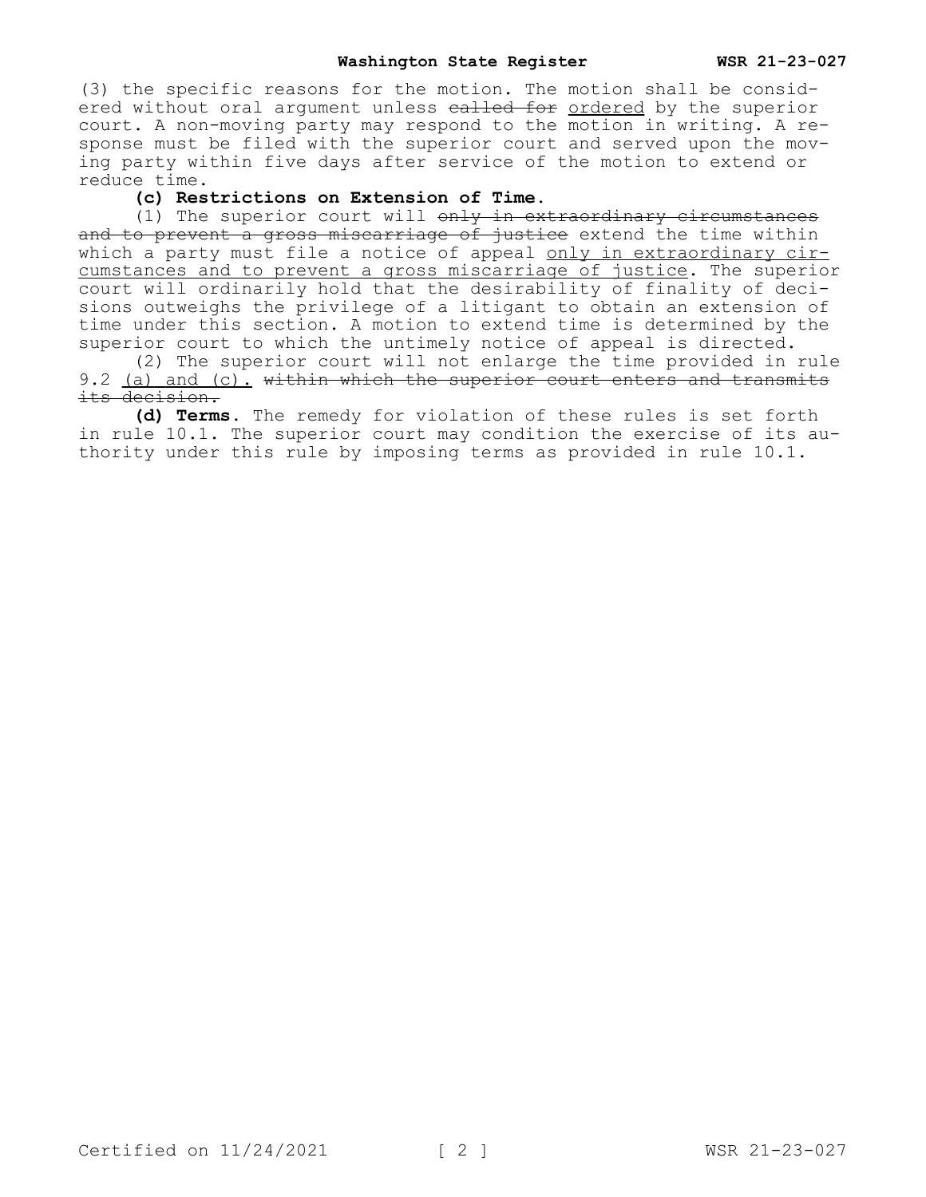(3) the specific reasons for the motion. The motion shall be considered without oral argument unless ~~called for~~ <u>ordered</u> by the superior court. A non-moving party may respond to the motion in writing. A response must be filed with the superior court and served upon the moving party within five days after service of the motion to extend or reduce time.

**(c) Restrictions on Extension of Time.**

(1) The superior court will ~~only in extraordinary circumstances and to prevent a gross miscarriage of justice~~ extend the time within which a party must file a notice of appeal <u>only in extraordinary circumstances and to prevent a gross miscarriage of justice</u>. The superior court will ordinarily hold that the desirability of finality of decisions outweighs the privilege of a litigant to obtain an extension of time under this section. A motion to extend time is determined by the superior court to which the untimely notice of appeal is directed.

(2) The superior court will not enlarge the time provided in rule 9.2 <u>(a) and (c).</u> ~~within which the superior court enters and transmits its decision.~~

**(d) Terms.** The remedy for violation of these rules is set forth in rule 10.1. The superior court may condition the exercise of its authority under this rule by imposing terms as provided in rule 10.1.